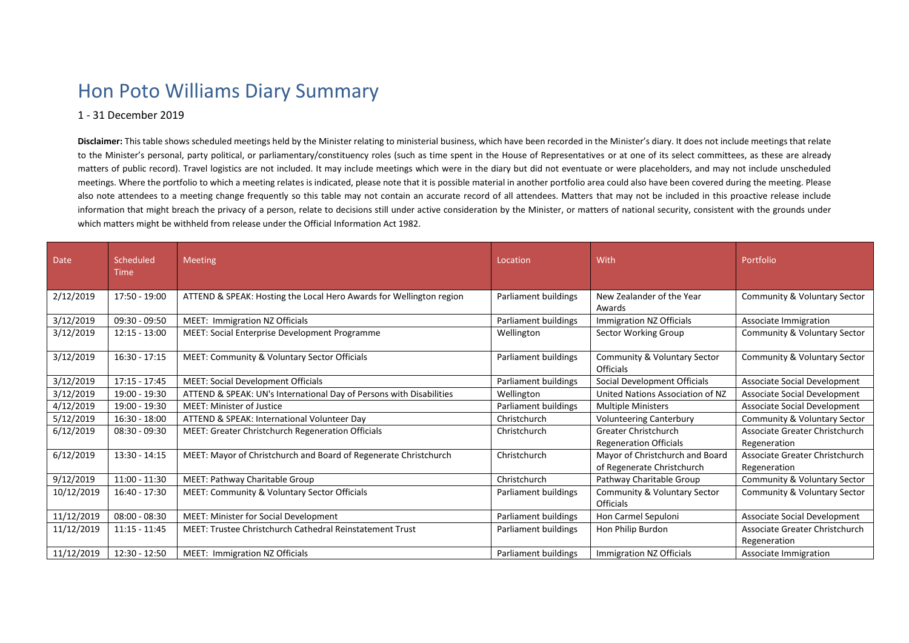# Hon Poto Williams Diary Summary

## 1 - 31 December 2019

**Disclaimer:** This table shows scheduled meetings held by the Minister relating to ministerial business, which have been recorded in the Minister's diary. It does not include meetings that relate to the Minister's personal, party political, or parliamentary/constituency roles (such as time spent in the House of Representatives or at one of its select committees, as these are already matters of public record). Travel logistics are not included. It may include meetings which were in the diary but did not eventuate or were placeholders, and may not include unscheduled meetings. Where the portfolio to which a meeting relates is indicated, please note that it is possible material in another portfolio area could also have been covered during the meeting. Please also note attendees to a meeting change frequently so this table may not contain an accurate record of all attendees. Matters that may not be included in this proactive release include information that might breach the privacy of a person, relate to decisions still under active consideration by the Minister, or matters of national security, consistent with the grounds under which matters might be withheld from release under the Official Information Act 1982.

| Date | Scheduled Time | Meeting | Location | With | Portfolio |
|---|---|---|---|---|---|
| 2/12/2019 | 17:50 - 19:00 | ATTEND & SPEAK: Hosting the Local Hero Awards for Wellington region | Parliament buildings | New Zealander of the Year Awards | Community & Voluntary Sector |
| 3/12/2019 | 09:30 - 09:50 | MEET: Immigration NZ Officials | Parliament buildings | Immigration NZ Officials | Associate Immigration |
| 3/12/2019 | 12:15 - 13:00 | MEET: Social Enterprise Development Programme | Wellington | Sector Working Group | Community & Voluntary Sector |
| 3/12/2019 | 16:30 - 17:15 | MEET: Community & Voluntary Sector Officials | Parliament buildings | Community & Voluntary Sector Officials | Community & Voluntary Sector |
| 3/12/2019 | 17:15 - 17:45 | MEET: Social Development Officials | Parliament buildings | Social Development Officials | Associate Social Development |
| 3/12/2019 | 19:00 - 19:30 | ATTEND & SPEAK: UN's International Day of Persons with Disabilities | Wellington | United Nations Association of NZ | Associate Social Development |
| 4/12/2019 | 19:00 - 19:30 | MEET: Minister of Justice | Parliament buildings | Multiple Ministers | Associate Social Development |
| 5/12/2019 | 16:30 - 18:00 | ATTEND & SPEAK: International Volunteer Day | Christchurch | Volunteering Canterbury | Community & Voluntary Sector |
| 6/12/2019 | 08:30 - 09:30 | MEET: Greater Christchurch Regeneration Officials | Christchurch | Greater Christchurch Regeneration Officials | Associate Greater Christchurch Regeneration |
| 6/12/2019 | 13:30 - 14:15 | MEET: Mayor of Christchurch and Board of Regenerate Christchurch | Christchurch | Mayor of Christchurch and Board of Regenerate Christchurch | Associate Greater Christchurch Regeneration |
| 9/12/2019 | 11:00 - 11:30 | MEET: Pathway Charitable Group | Christchurch | Pathway Charitable Group | Community & Voluntary Sector |
| 10/12/2019 | 16:40 - 17:30 | MEET: Community & Voluntary Sector Officials | Parliament buildings | Community & Voluntary Sector Officials | Community & Voluntary Sector |
| 11/12/2019 | 08:00 - 08:30 | MEET: Minister for Social Development | Parliament buildings | Hon Carmel Sepuloni | Associate Social Development |
| 11/12/2019 | 11:15 - 11:45 | MEET: Trustee Christchurch Cathedral Reinstatement Trust | Parliament buildings | Hon Philip Burdon | Associate Greater Christchurch Regeneration |
| 11/12/2019 | 12:30 - 12:50 | MEET: Immigration NZ Officials | Parliament buildings | Immigration NZ Officials | Associate Immigration |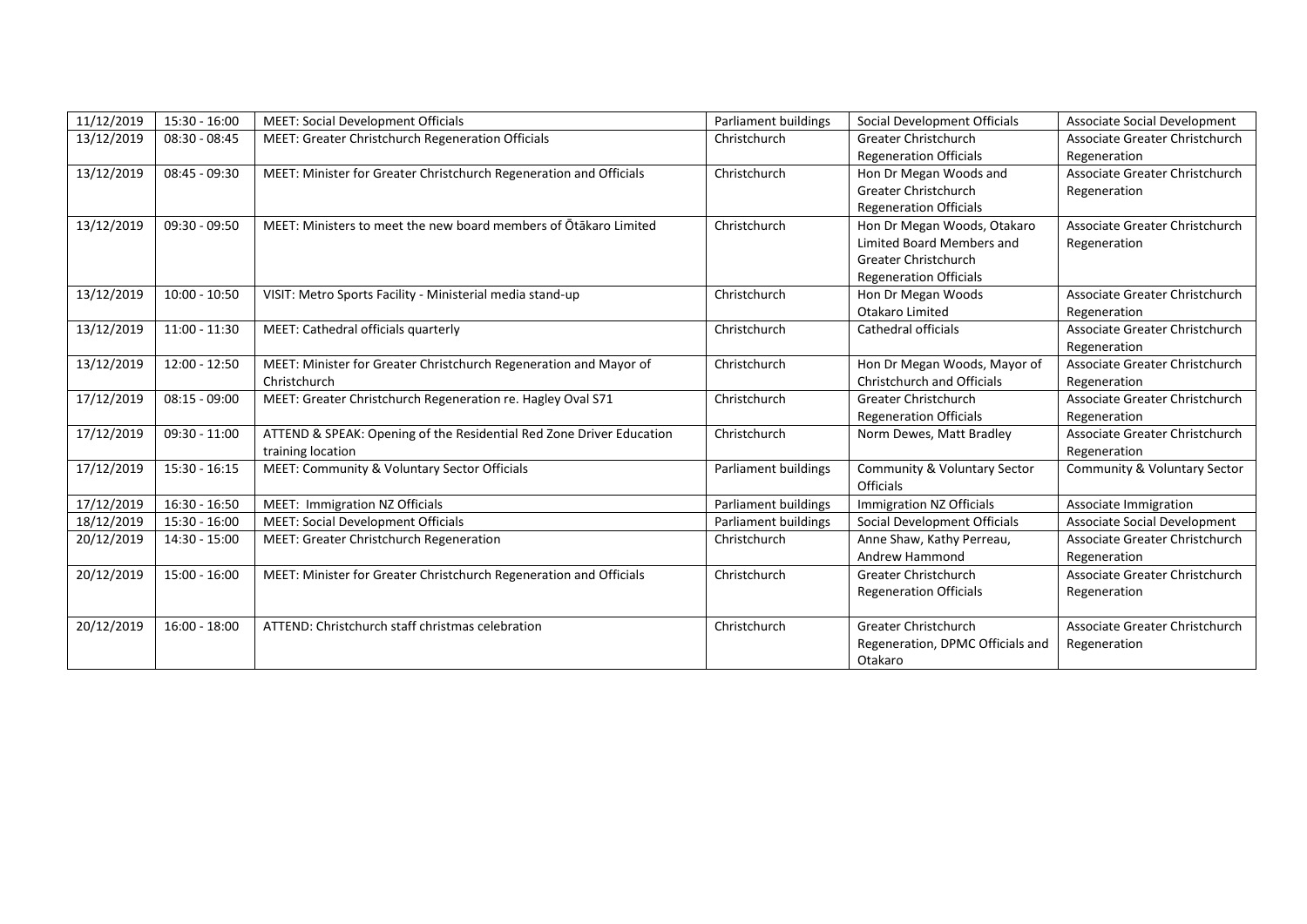| | | | | | |
|---|---|---|---|---|---|
| 11/12/2019 | 15:30 - 16:00 | MEET: Social Development Officials | Parliament buildings | Social Development Officials | Associate Social Development |
| 13/12/2019 | 08:30 - 08:45 | MEET: Greater Christchurch Regeneration Officials | Christchurch | Greater Christchurch Regeneration Officials | Associate Greater Christchurch Regeneration |
| 13/12/2019 | 08:45 - 09:30 | MEET: Minister for Greater Christchurch Regeneration and Officials | Christchurch | Hon Dr Megan Woods and Greater Christchurch Regeneration Officials | Associate Greater Christchurch Regeneration |
| 13/12/2019 | 09:30 - 09:50 | MEET: Ministers to meet the new board members of Ōtākaro Limited | Christchurch | Hon Dr Megan Woods, Otakaro Limited Board Members and Greater Christchurch Regeneration Officials | Associate Greater Christchurch Regeneration |
| 13/12/2019 | 10:00 - 10:50 | VISIT: Metro Sports Facility - Ministerial media stand-up | Christchurch | Hon Dr Megan Woods Otakaro Limited | Associate Greater Christchurch Regeneration |
| 13/12/2019 | 11:00 - 11:30 | MEET: Cathedral officials quarterly | Christchurch | Cathedral officials | Associate Greater Christchurch Regeneration |
| 13/12/2019 | 12:00 - 12:50 | MEET: Minister for Greater Christchurch Regeneration and Mayor of Christchurch | Christchurch | Hon Dr Megan Woods, Mayor of Christchurch and Officials | Associate Greater Christchurch Regeneration |
| 17/12/2019 | 08:15 - 09:00 | MEET: Greater Christchurch Regeneration re. Hagley Oval S71 | Christchurch | Greater Christchurch Regeneration Officials | Associate Greater Christchurch Regeneration |
| 17/12/2019 | 09:30 - 11:00 | ATTEND & SPEAK: Opening of the Residential Red Zone Driver Education training location | Christchurch | Norm Dewes, Matt Bradley | Associate Greater Christchurch Regeneration |
| 17/12/2019 | 15:30 - 16:15 | MEET: Community & Voluntary Sector Officials | Parliament buildings | Community & Voluntary Sector Officials | Community & Voluntary Sector |
| 17/12/2019 | 16:30 - 16:50 | MEET: Immigration NZ Officials | Parliament buildings | Immigration NZ Officials | Associate Immigration |
| 18/12/2019 | 15:30 - 16:00 | MEET: Social Development Officials | Parliament buildings | Social Development Officials | Associate Social Development |
| 20/12/2019 | 14:30 - 15:00 | MEET: Greater Christchurch Regeneration | Christchurch | Anne Shaw, Kathy Perreau, Andrew Hammond | Associate Greater Christchurch Regeneration |
| 20/12/2019 | 15:00 - 16:00 | MEET: Minister for Greater Christchurch Regeneration and Officials | Christchurch | Greater Christchurch Regeneration Officials | Associate Greater Christchurch Regeneration |
| 20/12/2019 | 16:00 - 18:00 | ATTEND: Christchurch staff christmas celebration | Christchurch | Greater Christchurch Regeneration, DPMC Officials and Otakaro | Associate Greater Christchurch Regeneration |